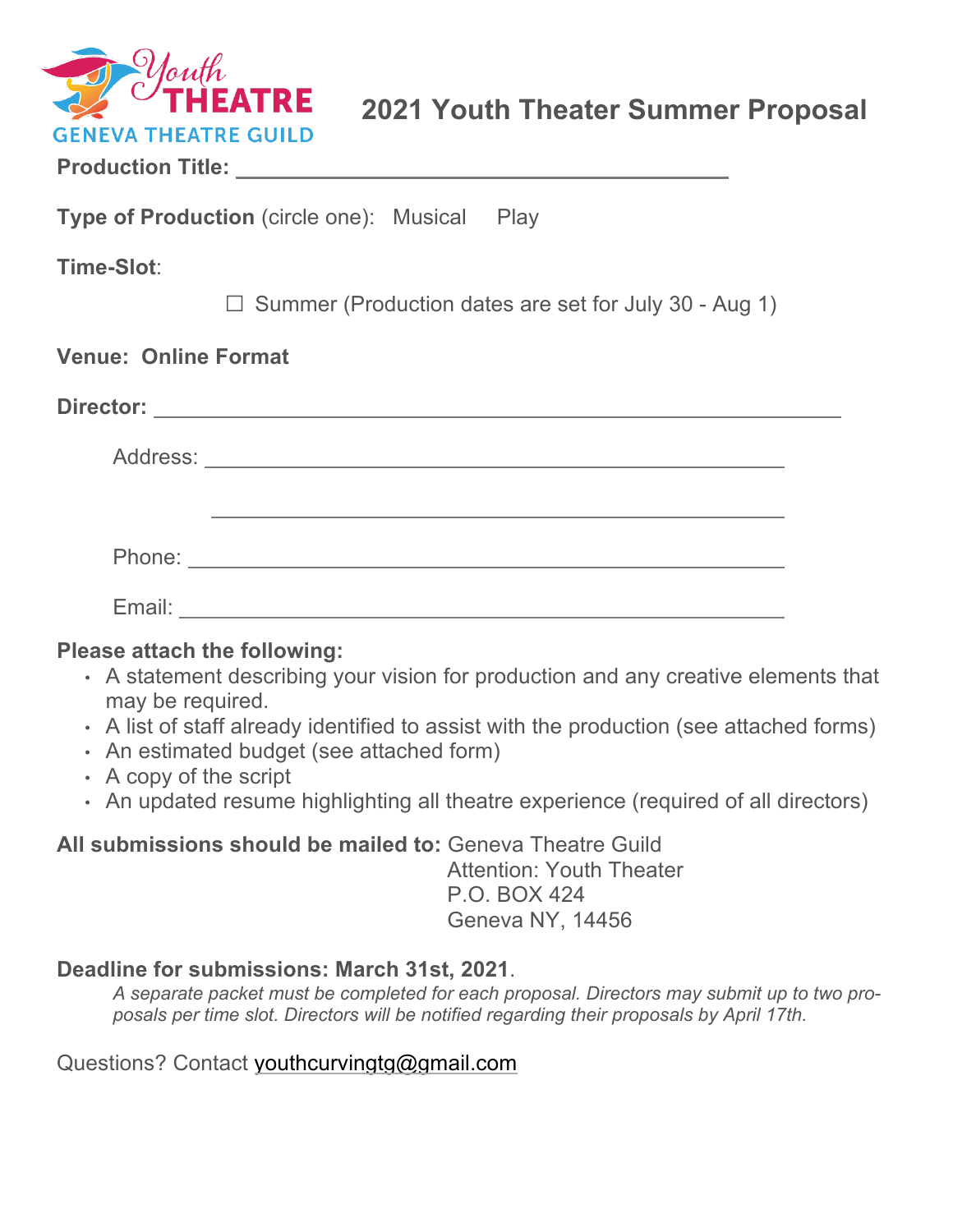Youth THEATRE
GENEVA THEATRE GUILD

# 2021 Youth Theater Summer Proposal

**Production Title:** ___________________________________________

**Type of Production** (circle one): Musical Play

**Time-Slot**:

☐ Summer (Production dates are set for July 30 - Aug 1)

**Venue: Online Format**

**Director:** ___________________________________________

Address: ___________________________________________

___________________________________________

Phone: ___________________________________________

Email: ___________________________________________

**Please attach the following:**

- A statement describing your vision for production and any creative elements that may be required.
- A list of staff already identified to assist with the production (see attached forms)
- An estimated budget (see attached form)
- A copy of the script
- An updated resume highlighting all theatre experience (required of all directors)

**All submissions should be mailed to:** Geneva Theatre Guild
Attention: Youth Theater
P.O. BOX 424
Geneva NY, 14456

**Deadline for submissions: March 31st, 2021**.

*A separate packet must be completed for each proposal. Directors may submit up to two proposals per time slot. Directors will be notified regarding their proposals by April 17th.*

Questions? Contact youthcurvingtg@gmail.com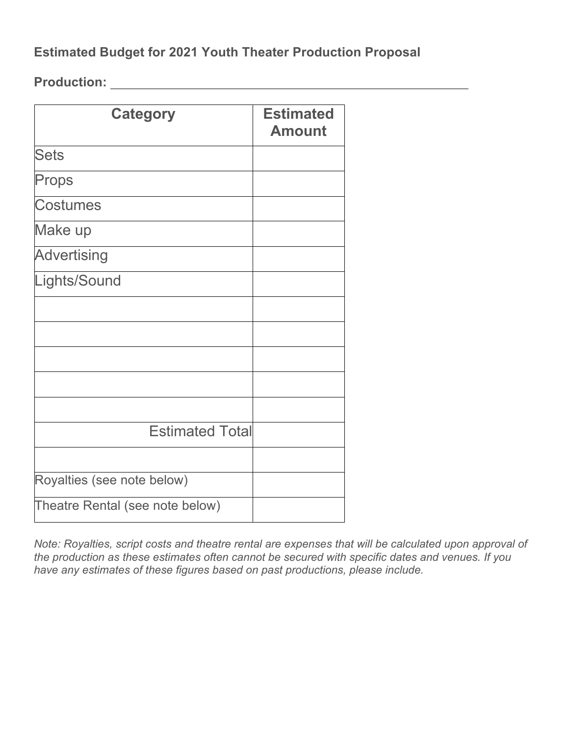**Estimated Budget for 2021 Youth Theater Production Proposal**

**Production:** \_\_\_\_\_\_\_\_\_\_\_\_\_\_\_\_\_\_\_\_\_\_\_\_\_\_\_\_\_\_\_\_\_\_\_\_\_\_\_\_\_\_\_\_\_\_\_\_\_\_\_\_

| Category | Estimated Amount |
|---|---|
| Sets | |
| Props | |
| Costumes | |
| Make up | |
| Advertising | |
| Lights/Sound | |
| | |
| | |
| | |
| | |
| | |
| Estimated Total | |
| | |
| Royalties (see note below) | |
| Theatre Rental (see note below) | |

*Note: Royalties, script costs and theatre rental are expenses that will be calculated upon approval of the production as these estimates often cannot be secured with specific dates and venues. If you have any estimates of these figures based on past productions, please include.*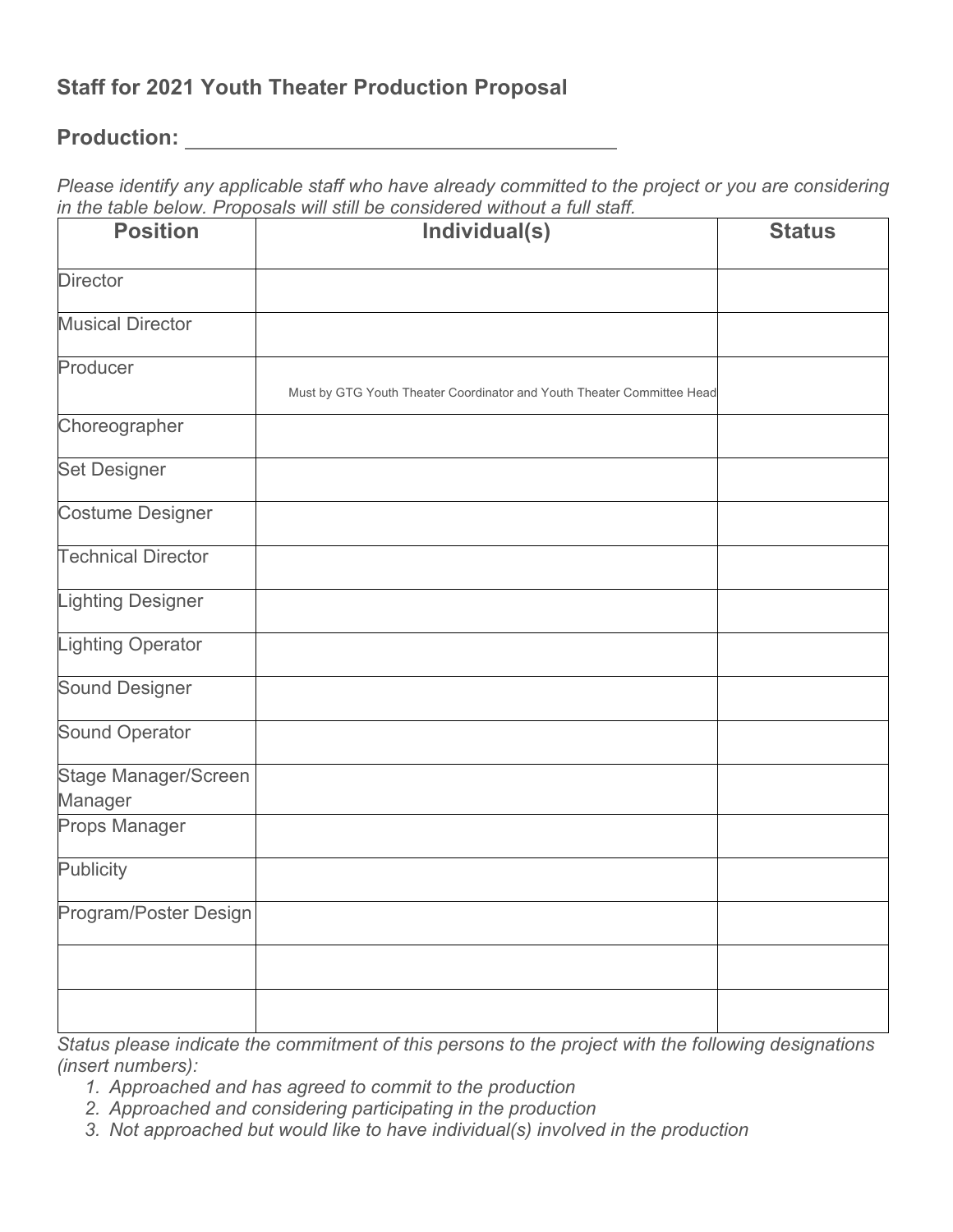## Staff for 2021 Youth Theater Production Proposal

## Production: ______________________________________

*Please identify any applicable staff who have already committed to the project or you are considering in the table below. Proposals will still be considered without a full staff.*

| Position | Individual(s) | Status |
|---|---|---|
| Director | | |
| Musical Director | | |
| Producer | Must by GTG Youth Theater Coordinator and Youth Theater Committee Head | |
| Choreographer | | |
| Set Designer | | |
| Costume Designer | | |
| Technical Director | | |
| Lighting Designer | | |
| Lighting Operator | | |
| Sound Designer | | |
| Sound Operator | | |
| Stage Manager/Screen Manager | | |
| Props Manager | | |
| Publicity | | |
| Program/Poster Design | | |
| | | |
| | | |

*Status please indicate the commitment of this persons to the project with the following designations (insert numbers):*

1. *Approached and has agreed to commit to the production*
2. *Approached and considering participating in the production*
3. *Not approached but would like to have individual(s) involved in the production*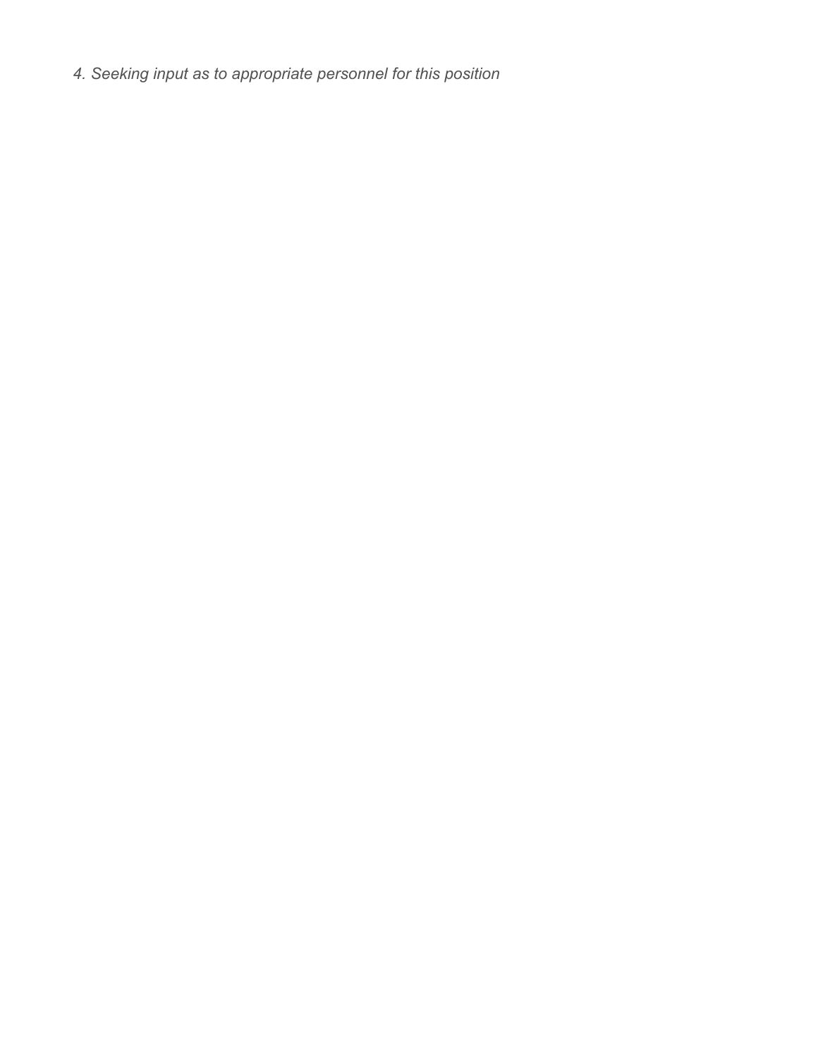*4. Seeking input as to appropriate personnel for this position*